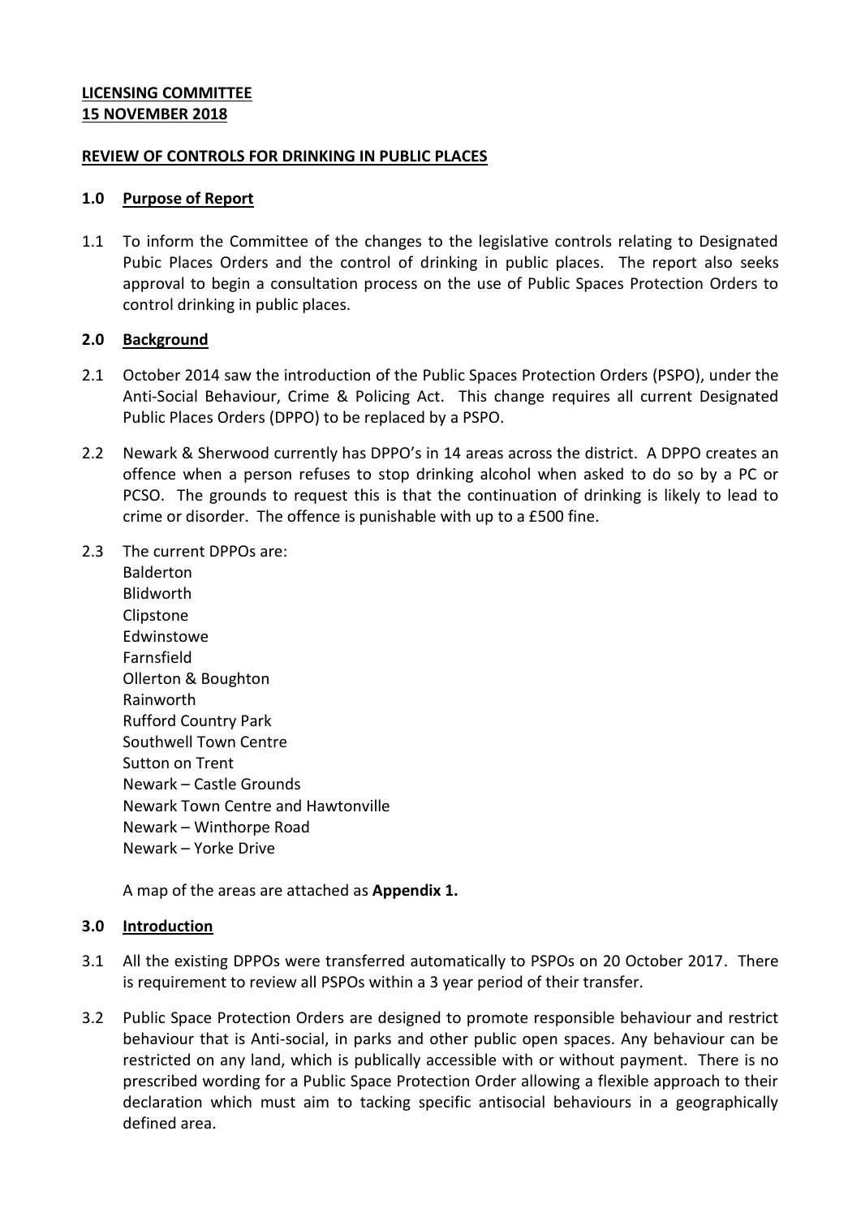**LICENSING COMMITTEE**
**15 NOVEMBER 2018**

**REVIEW OF CONTROLS FOR DRINKING IN PUBLIC PLACES**

## 1.0 Purpose of Report

1.1 To inform the Committee of the changes to the legislative controls relating to Designated Pubic Places Orders and the control of drinking in public places. The report also seeks approval to begin a consultation process on the use of Public Spaces Protection Orders to control drinking in public places.

## 2.0 Background

2.1 October 2014 saw the introduction of the Public Spaces Protection Orders (PSPO), under the Anti-Social Behaviour, Crime & Policing Act. This change requires all current Designated Public Places Orders (DPPO) to be replaced by a PSPO.

2.2 Newark & Sherwood currently has DPPO's in 14 areas across the district. A DPPO creates an offence when a person refuses to stop drinking alcohol when asked to do so by a PC or PCSO. The grounds to request this is that the continuation of drinking is likely to lead to crime or disorder. The offence is punishable with up to a £500 fine.

2.3 The current DPPOs are:
Balderton
Blidworth
Clipstone
Edwinstowe
Farnsfield
Ollerton & Boughton
Rainworth
Rufford Country Park
Southwell Town Centre
Sutton on Trent
Newark – Castle Grounds
Newark Town Centre and Hawtonville
Newark – Winthorpe Road
Newark – Yorke Drive

A map of the areas are attached as **Appendix 1.**

## 3.0 Introduction

3.1 All the existing DPPOs were transferred automatically to PSPOs on 20 October 2017. There is requirement to review all PSPOs within a 3 year period of their transfer.

3.2 Public Space Protection Orders are designed to promote responsible behaviour and restrict behaviour that is Anti-social, in parks and other public open spaces. Any behaviour can be restricted on any land, which is publically accessible with or without payment. There is no prescribed wording for a Public Space Protection Order allowing a flexible approach to their declaration which must aim to tacking specific antisocial behaviours in a geographically defined area.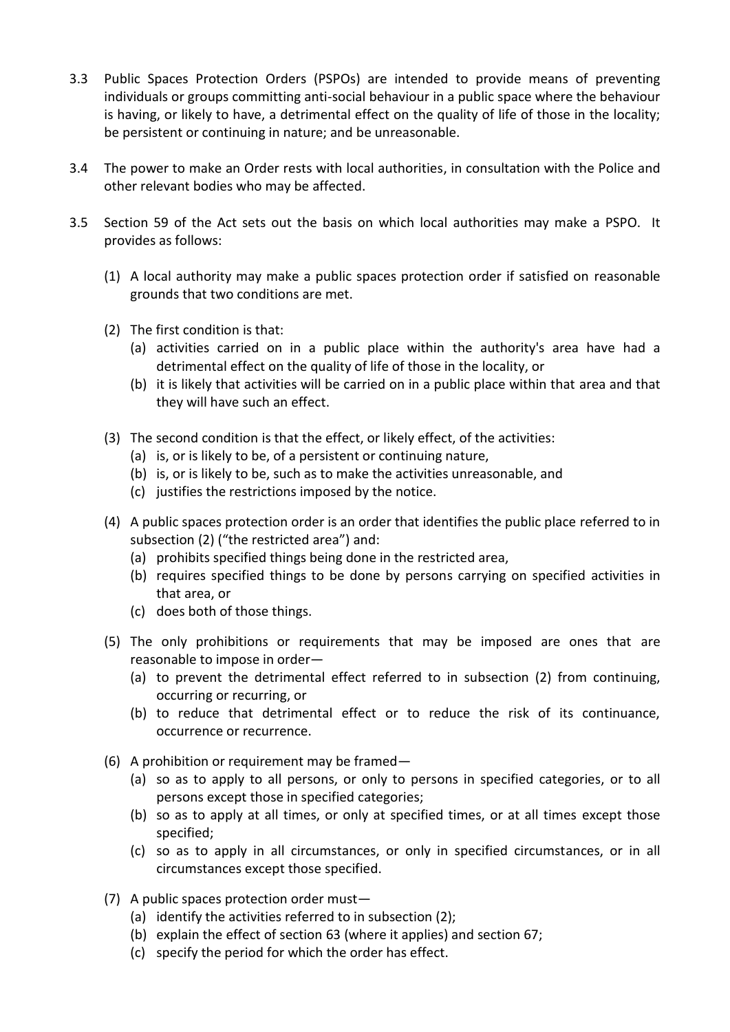3.3 Public Spaces Protection Orders (PSPOs) are intended to provide means of preventing individuals or groups committing anti-social behaviour in a public space where the behaviour is having, or likely to have, a detrimental effect on the quality of life of those in the locality; be persistent or continuing in nature; and be unreasonable.

3.4 The power to make an Order rests with local authorities, in consultation with the Police and other relevant bodies who may be affected.

3.5 Section 59 of the Act sets out the basis on which local authorities may make a PSPO. It provides as follows:

(1) A local authority may make a public spaces protection order if satisfied on reasonable grounds that two conditions are met.

(2) The first condition is that:
 (a) activities carried on in a public place within the authority's area have had a detrimental effect on the quality of life of those in the locality, or
 (b) it is likely that activities will be carried on in a public place within that area and that they will have such an effect.

(3) The second condition is that the effect, or likely effect, of the activities:
 (a) is, or is likely to be, of a persistent or continuing nature,
 (b) is, or is likely to be, such as to make the activities unreasonable, and
 (c) justifies the restrictions imposed by the notice.

(4) A public spaces protection order is an order that identifies the public place referred to in subsection (2) ("the restricted area") and:
 (a) prohibits specified things being done in the restricted area,
 (b) requires specified things to be done by persons carrying on specified activities in that area, or
 (c) does both of those things.

(5) The only prohibitions or requirements that may be imposed are ones that are reasonable to impose in order—
 (a) to prevent the detrimental effect referred to in subsection (2) from continuing, occurring or recurring, or
 (b) to reduce that detrimental effect or to reduce the risk of its continuance, occurrence or recurrence.

(6) A prohibition or requirement may be framed—
 (a) so as to apply to all persons, or only to persons in specified categories, or to all persons except those in specified categories;
 (b) so as to apply at all times, or only at specified times, or at all times except those specified;
 (c) so as to apply in all circumstances, or only in specified circumstances, or in all circumstances except those specified.

(7) A public spaces protection order must—
 (a) identify the activities referred to in subsection (2);
 (b) explain the effect of section 63 (where it applies) and section 67;
 (c) specify the period for which the order has effect.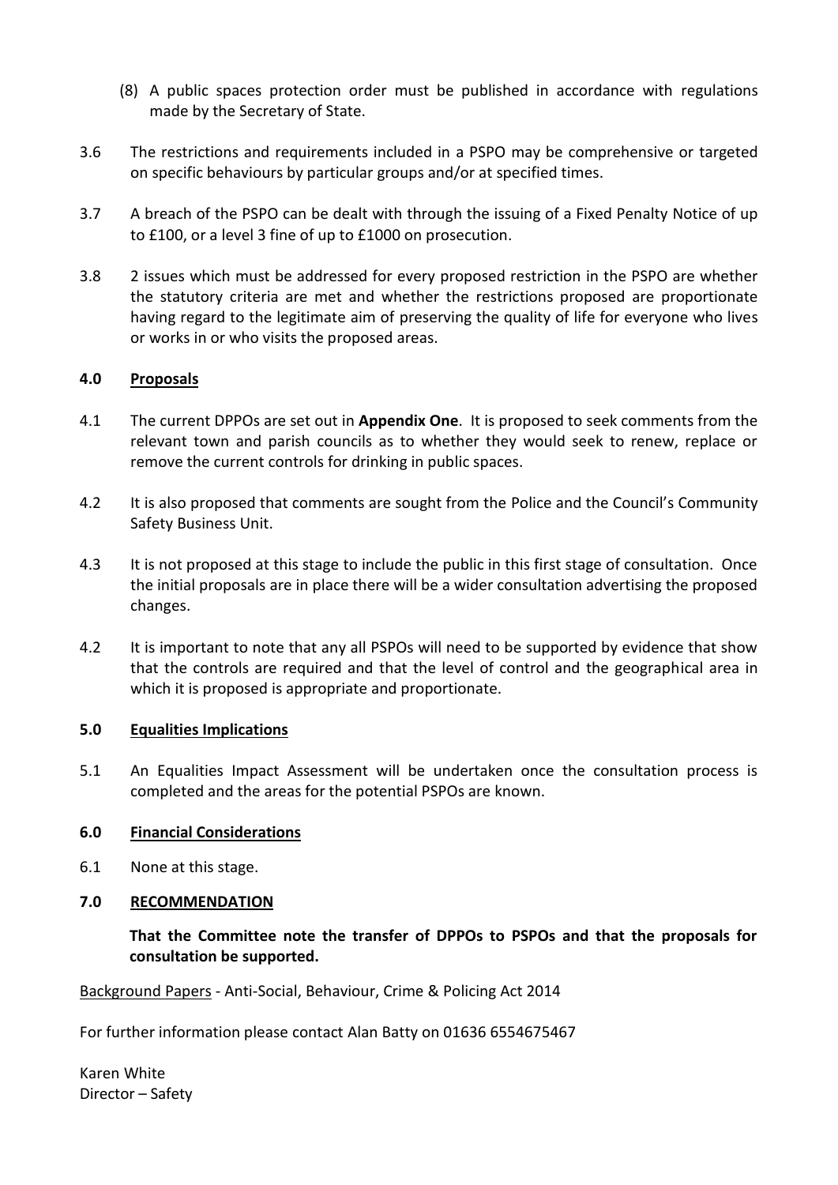(8) A public spaces protection order must be published in accordance with regulations made by the Secretary of State.

3.6 The restrictions and requirements included in a PSPO may be comprehensive or targeted on specific behaviours by particular groups and/or at specified times.

3.7 A breach of the PSPO can be dealt with through the issuing of a Fixed Penalty Notice of up to £100, or a level 3 fine of up to £1000 on prosecution.

3.8 2 issues which must be addressed for every proposed restriction in the PSPO are whether the statutory criteria are met and whether the restrictions proposed are proportionate having regard to the legitimate aim of preserving the quality of life for everyone who lives or works in or who visits the proposed areas.

## 4.0 Proposals

4.1 The current DPPOs are set out in **Appendix One**. It is proposed to seek comments from the relevant town and parish councils as to whether they would seek to renew, replace or remove the current controls for drinking in public spaces.

4.2 It is also proposed that comments are sought from the Police and the Council's Community Safety Business Unit.

4.3 It is not proposed at this stage to include the public in this first stage of consultation. Once the initial proposals are in place there will be a wider consultation advertising the proposed changes.

4.2 It is important to note that any all PSPOs will need to be supported by evidence that show that the controls are required and that the level of control and the geographical area in which it is proposed is appropriate and proportionate.

## 5.0 Equalities Implications

5.1 An Equalities Impact Assessment will be undertaken once the consultation process is completed and the areas for the potential PSPOs are known.

## 6.0 Financial Considerations

6.1 None at this stage.

## 7.0 RECOMMENDATION

**That the Committee note the transfer of DPPOs to PSPOs and that the proposals for consultation be supported.**

Background Papers - Anti-Social, Behaviour, Crime & Policing Act 2014

For further information please contact Alan Batty on 01636 6554675467

Karen White
Director – Safety